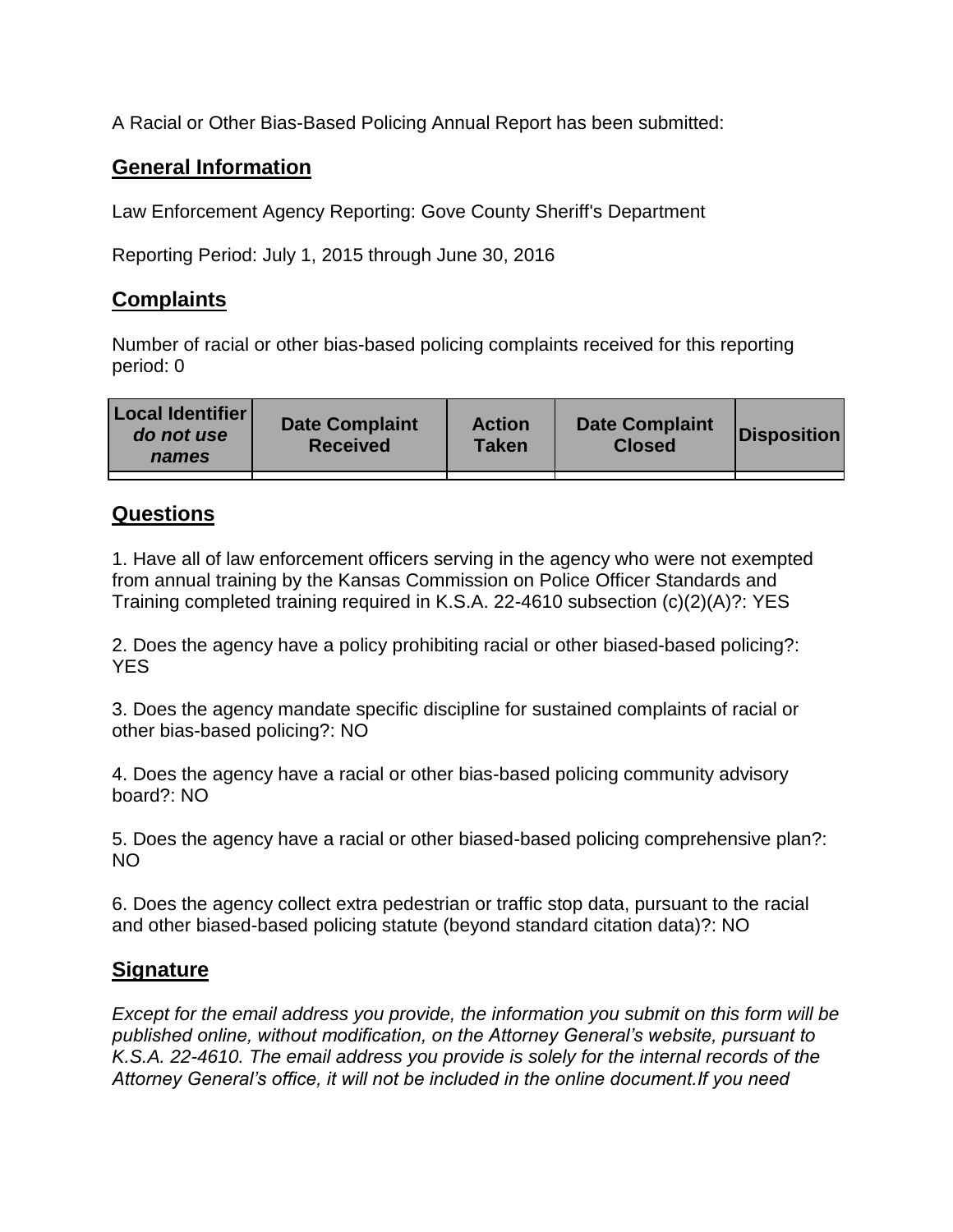A Racial or Other Bias-Based Policing Annual Report has been submitted:

## General Information

Law Enforcement Agency Reporting: Gove County Sheriff's Department

Reporting Period: July 1, 2015 through June 30, 2016

## Complaints

Number of racial or other bias-based policing complaints received for this reporting period: 0

| Local Identifier *do not use names* | Date Complaint Received | Action Taken | Date Complaint Closed | Disposition |
|---|---|---|---|---|
| | | | | |

## Questions

1. Have all of law enforcement officers serving in the agency who were not exempted from annual training by the Kansas Commission on Police Officer Standards and Training completed training required in K.S.A. 22-4610 subsection (c)(2)(A)?: YES

2. Does the agency have a policy prohibiting racial or other biased-based policing?: YES

3. Does the agency mandate specific discipline for sustained complaints of racial or other bias-based policing?: NO

4. Does the agency have a racial or other bias-based policing community advisory board?: NO

5. Does the agency have a racial or other biased-based policing comprehensive plan?: NO

6. Does the agency collect extra pedestrian or traffic stop data, pursuant to the racial and other biased-based policing statute (beyond standard citation data)?: NO

## Signature

*Except for the email address you provide, the information you submit on this form will be published online, without modification, on the Attorney General's website, pursuant to K.S.A. 22-4610. The email address you provide is solely for the internal records of the Attorney General's office, it will not be included in the online document.If you need*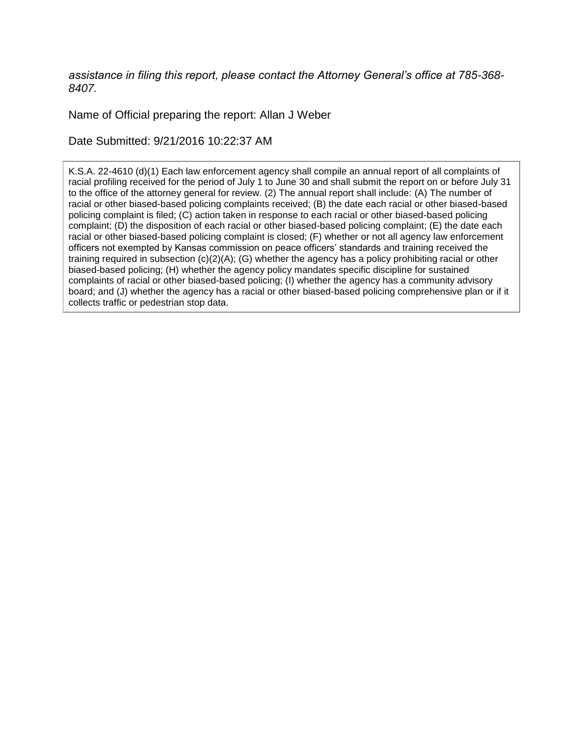*assistance in filing this report, please contact the Attorney General's office at 785-368-8407.*

Name of Official preparing the report: Allan J Weber

Date Submitted: 9/21/2016 10:22:37 AM

K.S.A. 22-4610 (d)(1) Each law enforcement agency shall compile an annual report of all complaints of racial profiling received for the period of July 1 to June 30 and shall submit the report on or before July 31 to the office of the attorney general for review. (2) The annual report shall include: (A) The number of racial or other biased-based policing complaints received; (B) the date each racial or other biased-based policing complaint is filed; (C) action taken in response to each racial or other biased-based policing complaint; (D) the disposition of each racial or other biased-based policing complaint; (E) the date each racial or other biased-based policing complaint is closed; (F) whether or not all agency law enforcement officers not exempted by Kansas commission on peace officers' standards and training received the training required in subsection (c)(2)(A); (G) whether the agency has a policy prohibiting racial or other biased-based policing; (H) whether the agency policy mandates specific discipline for sustained complaints of racial or other biased-based policing; (I) whether the agency has a community advisory board; and (J) whether the agency has a racial or other biased-based policing comprehensive plan or if it collects traffic or pedestrian stop data.